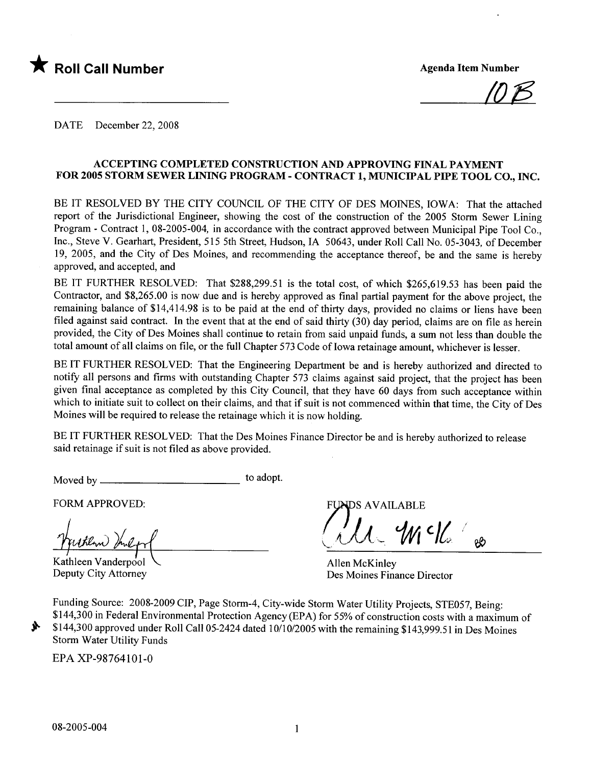★ **Roll Call Number**

**Agenda Item Number**

10B

DATE December 22, 2008

**ACCEPTING COMPLETED CONSTRUCTION AND APPROVING FINAL PAYMENT FOR 2005 STORM SEWER LINING PROGRAM - CONTRACT 1, MUNICIPAL PIPE TOOL CO., INC.**

BE IT RESOLVED BY THE CITY COUNCIL OF THE CITY OF DES MOINES, IOWA: That the attached report of the Jurisdictional Engineer, showing the cost of the construction of the 2005 Storm Sewer Lining Program - Contract 1, 08-2005-004, in accordance with the contract approved between Municipal Pipe Tool Co., Inc., Steve V. Gearhart, President, 515 5th Street, Hudson, IA 50643, under Roll Call No. 05-3043, of December 19, 2005, and the City of Des Moines, and recommending the acceptance thereof, be and the same is hereby approved, and accepted, and

BE IT FURTHER RESOLVED: That $288,299.51 is the total cost, of which $265,619.53 has been paid the Contractor, and $8,265.00 is now due and is hereby approved as final partial payment for the above project, the remaining balance of $14,414.98 is to be paid at the end of thirty days, provided no claims or liens have been filed against said contract. In the event that at the end of said thirty (30) day period, claims are on file as herein provided, the City of Des Moines shall continue to retain from said unpaid funds, a sum not less than double the total amount of all claims on file, or the full Chapter 573 Code of Iowa retainage amount, whichever is lesser.

BE IT FURTHER RESOLVED: That the Engineering Department be and is hereby authorized and directed to notify all persons and firms with outstanding Chapter 573 claims against said project, that the project has been given final acceptance as completed by this City Council, that they have 60 days from such acceptance within which to initiate suit to collect on their claims, and that if suit is not commenced within that time, the City of Des Moines will be required to release the retainage which it is now holding.

BE IT FURTHER RESOLVED: That the Des Moines Finance Director be and is hereby authorized to release said retainage if suit is not filed as above provided.

Moved by ________________________ to adopt.

FORM APPROVED:

Kathleen Vanderpool
Deputy City Attorney

FUNDS AVAILABLE

Allen McKinley
Des Moines Finance Director

Funding Source: 2008-2009 CIP, Page Storm-4, City-wide Storm Water Utility Projects, STE057, Being: $144,300 in Federal Environmental Protection Agency (EPA) for 55% of construction costs with a maximum of $144,300 approved under Roll Call 05-2424 dated 10/10/2005 with the remaining $143,999.51 in Des Moines Storm Water Utility Funds

EPA XP-98764101-0

08-2005-004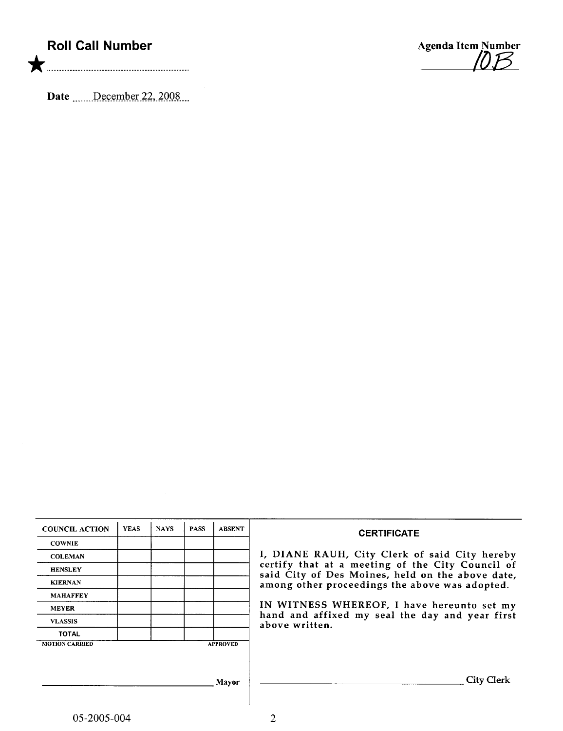**Roll Call Number**

★ ..........................................................

**Date** December 22, 2008

**Agenda Item Number**

10B

| COUNCIL ACTION | YEAS | NAYS | PASS | ABSENT |
|---|---|---|---|---|
| COWNIE | | | | |
| COLEMAN | | | | |
| HENSLEY | | | | |
| KIERNAN | | | | |
| MAHAFFEY | | | | |
| MEYER | | | | |
| VLASSIS | | | | |
| TOTAL | | | | |

MOTION CARRIED APPROVED

_______________________________ Mayor

**CERTIFICATE**

I, DIANE RAUH, City Clerk of said City hereby certify that at a meeting of the City Council of said City of Des Moines, held on the above date, among other proceedings the above was adopted.

IN WITNESS WHEREOF, I have hereunto set my hand and affixed my seal the day and year first above written.

_______________________________ City Clerk

05-2005-004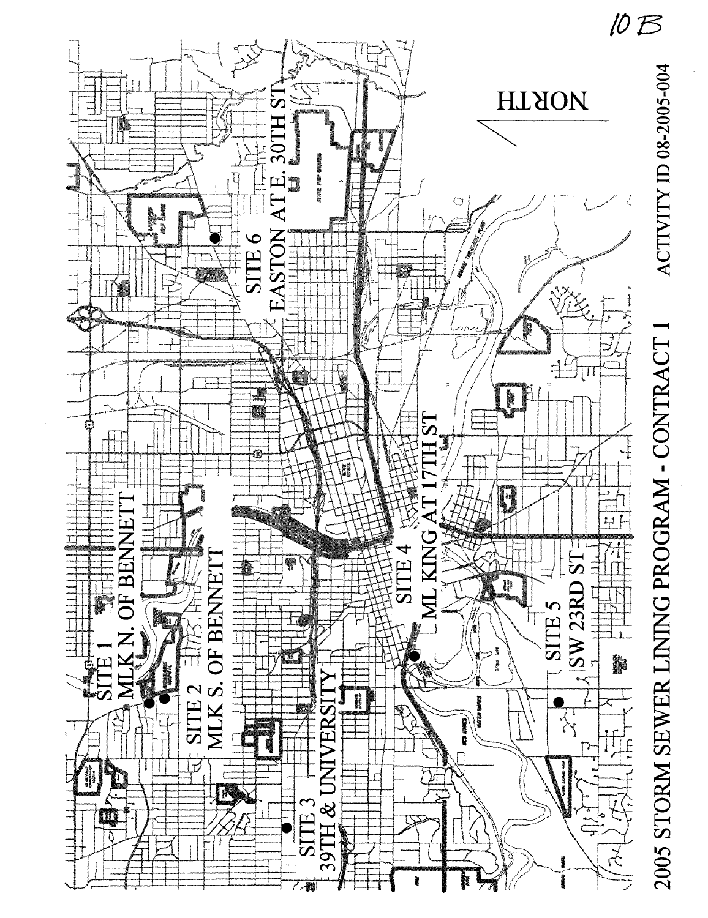10 B

SITE 1
MLK N. OF BENNETT

SITE 2
MLK S. OF BENNETT

SITE 3
39TH & UNIVERSITY

SITE 4
ML KING AT 17TH ST

SITE 5
SW 23RD ST

SITE 6
EASTON AT E. 30TH ST

NORTH

2005 STORM SEWER LINING PROGRAM - CONTRACT 1

ACTIVITY ID 08-2005-004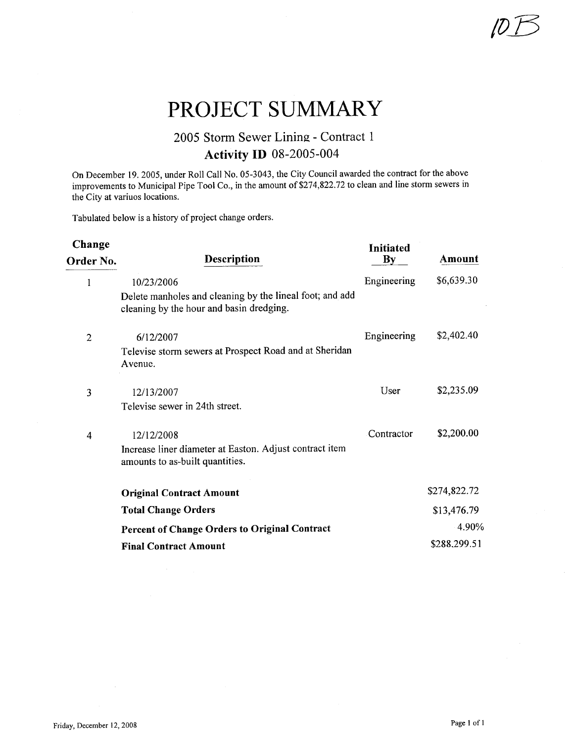10B

# PROJECT SUMMARY

## 2005 Storm Sewer Lining - Contract 1

### Activity ID 08-2005-004

On December 19. 2005, under Roll Call No. 05-3043, the City Council awarded the contract for the above improvements to Municipal Pipe Tool Co., in the amount of $274,822.72 to clean and line storm sewers in the City at variuos locations.

Tabulated below is a history of project change orders.

| Change Order No. | Description | Initiated By | Amount |
|---|---|---|---|
| 1 | 10/23/2006<br>Delete manholes and cleaning by the lineal foot; and add cleaning by the hour and basin dredging. | Engineering | $6,639.30 |
| 2 | 6/12/2007<br>Televise storm sewers at Prospect Road and at Sheridan Avenue. | Engineering | $2,402.40 |
| 3 | 12/13/2007<br>Televise sewer in 24th street. | User | $2,235.09 |
| 4 | 12/12/2008<br>Increase liner diameter at Easton. Adjust contract item amounts to as-built quantities. | Contractor | $2,200.00 |
| | **Original Contract Amount** | | $274,822.72 |
| | **Total Change Orders** | | $13,476.79 |
| | **Percent of Change Orders to Original Contract** | | 4.90% |
| | **Final Contract Amount** | | $288.299.51 |

Friday, December 12, 2008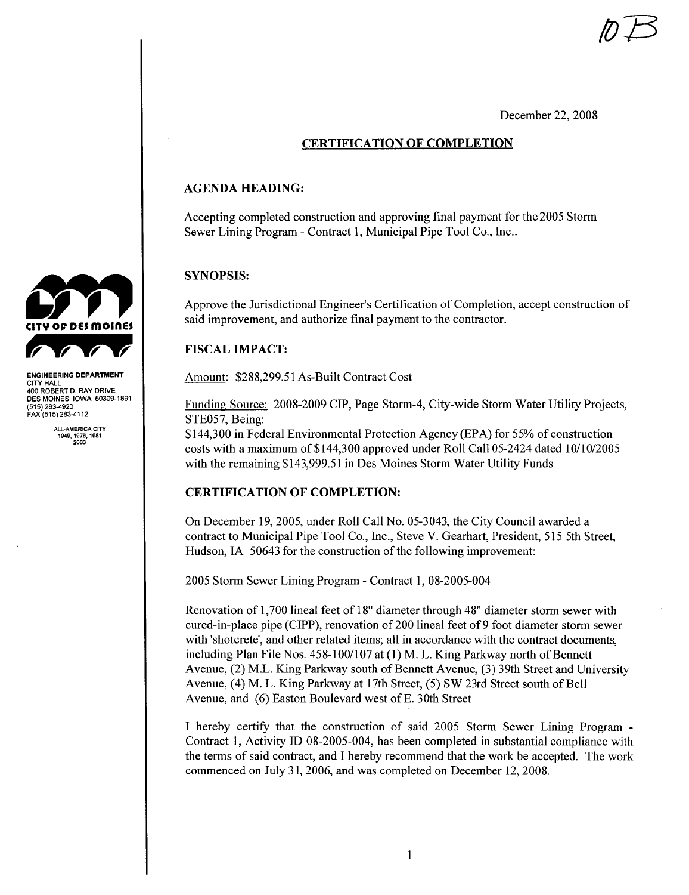10B

December 22, 2008

## CERTIFICATION OF COMPLETION

**CITY OF DES MOINES**

ENGINEERING DEPARTMENT
CITY HALL
400 ROBERT D. RAY DRIVE
DES MOINES, IOWA 50309-1891
(515) 283-4920
FAX (515) 283-4112

ALL-AMERICA CITY
1949, 1976, 1981
2003

### AGENDA HEADING:

Accepting completed construction and approving final payment for the 2005 Storm Sewer Lining Program - Contract 1, Municipal Pipe Tool Co., Inc..

### SYNOPSIS:

Approve the Jurisdictional Engineer's Certification of Completion, accept construction of said improvement, and authorize final payment to the contractor.

### FISCAL IMPACT:

Amount: $288,299.51 As-Built Contract Cost

Funding Source: 2008-2009 CIP, Page Storm-4, City-wide Storm Water Utility Projects, STE057, Being:
$144,300 in Federal Environmental Protection Agency (EPA) for 55% of construction costs with a maximum of $144,300 approved under Roll Call 05-2424 dated 10/10/2005 with the remaining $143,999.51 in Des Moines Storm Water Utility Funds

### CERTIFICATION OF COMPLETION:

On December 19, 2005, under Roll Call No. 05-3043, the City Council awarded a contract to Municipal Pipe Tool Co., Inc., Steve V. Gearhart, President, 515 5th Street, Hudson, IA 50643 for the construction of the following improvement:

2005 Storm Sewer Lining Program - Contract 1, 08-2005-004

Renovation of 1,700 lineal feet of 18" diameter through 48" diameter storm sewer with cured-in-place pipe (CIPP), renovation of 200 lineal feet of 9 foot diameter storm sewer with 'shotcrete', and other related items; all in accordance with the contract documents, including Plan File Nos. 458-100/107 at (1) M. L. King Parkway north of Bennett Avenue, (2) M.L. King Parkway south of Bennett Avenue, (3) 39th Street and University Avenue, (4) M. L. King Parkway at 17th Street, (5) SW 23rd Street south of Bell Avenue, and (6) Easton Boulevard west of E. 30th Street

I hereby certify that the construction of said 2005 Storm Sewer Lining Program - Contract 1, Activity ID 08-2005-004, has been completed in substantial compliance with the terms of said contract, and I hereby recommend that the work be accepted. The work commenced on July 31, 2006, and was completed on December 12, 2008.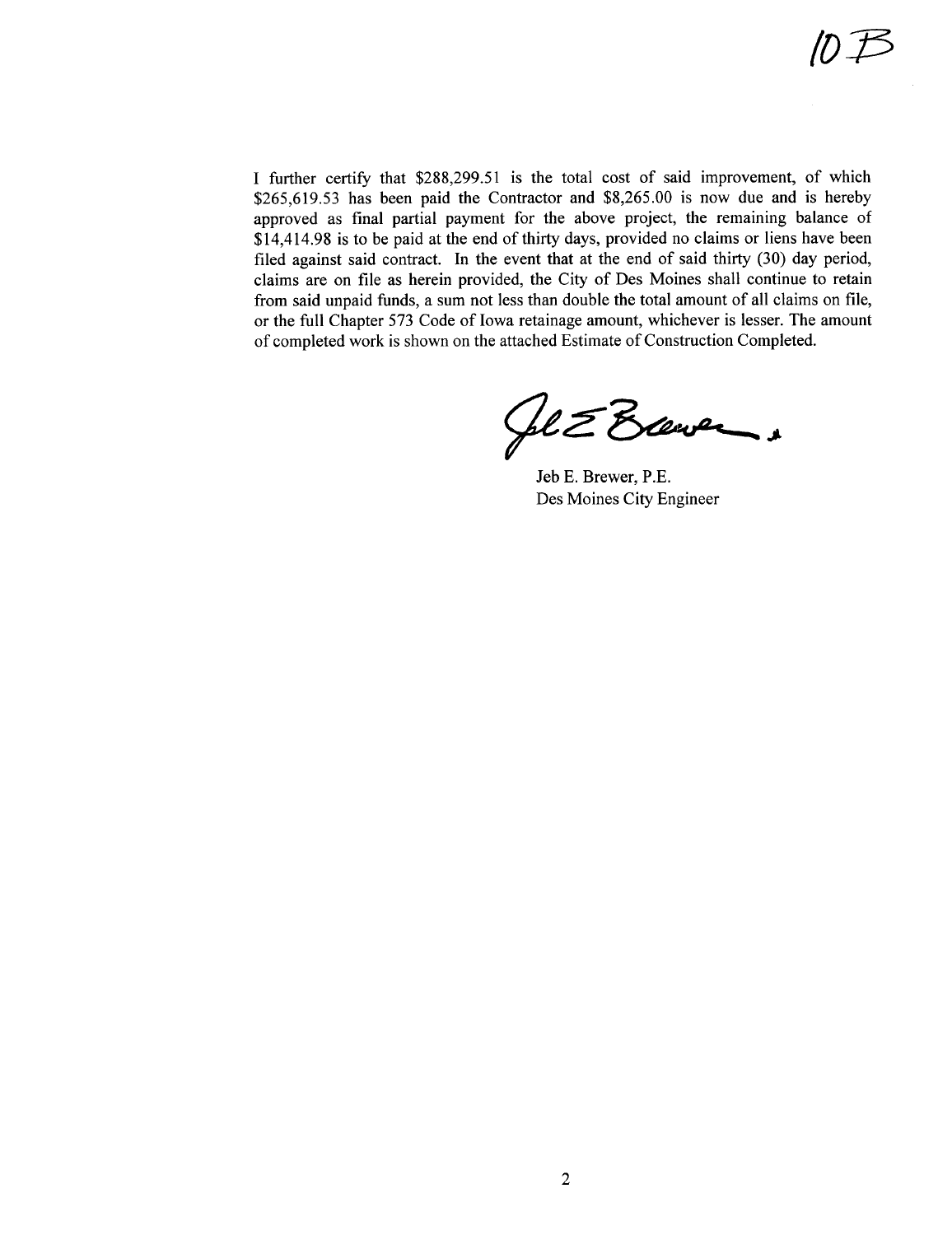10B

I further certify that $288,299.51 is the total cost of said improvement, of which $265,619.53 has been paid the Contractor and $8,265.00 is now due and is hereby approved as final partial payment for the above project, the remaining balance of $14,414.98 is to be paid at the end of thirty days, provided no claims or liens have been filed against said contract. In the event that at the end of said thirty (30) day period, claims are on file as herein provided, the City of Des Moines shall continue to retain from said unpaid funds, a sum not less than double the total amount of all claims on file, or the full Chapter 573 Code of Iowa retainage amount, whichever is lesser. The amount of completed work is shown on the attached Estimate of Construction Completed.

Jeb E. Brewer, P.E.
Des Moines City Engineer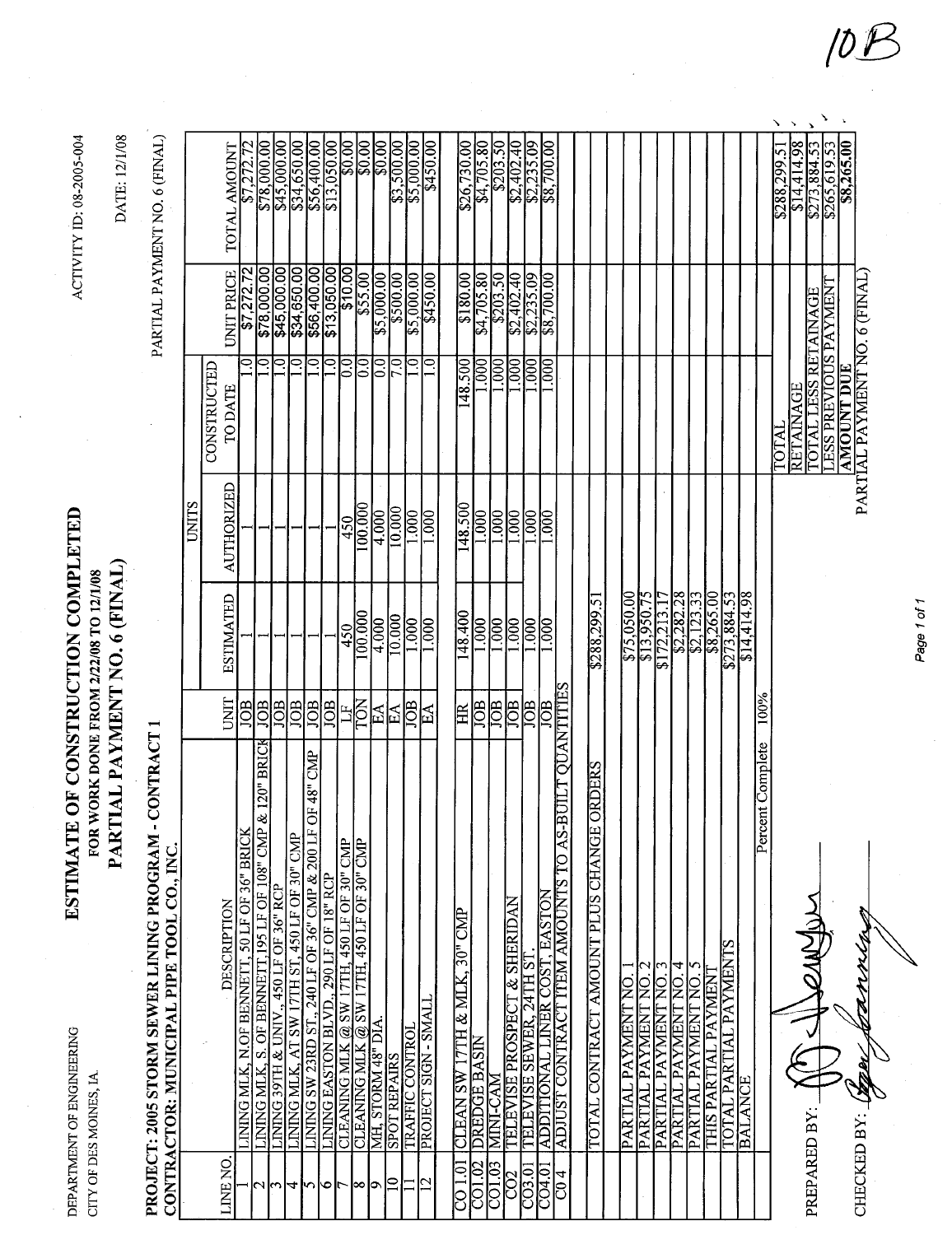10B

DEPARTMENT OF ENGINEERING
CITY OF DES MOINES, IA.

ACTIVITY ID: 08-2005-004

# ESTIMATE OF CONSTRUCTION COMPLETED

FOR WORK DONE FROM 2/22/08 TO 12/1/08

## PARTIAL PAYMENT NO. 6 (FINAL)

DATE: 12/1/08

**PROJECT: 2005 STORM SEWER LINING PROGRAM - CONTRACT 1**
**CONTRACTOR: MUNICIPAL PIPE TOOL CO., INC.**

PARTIAL PAYMENT NO. 6 (FINAL)

| LINE NO. | DESCRIPTION | UNIT | UNITS ESTIMATED | UNITS AUTHORIZED | CONSTRUCTED TO DATE | UNIT PRICE | TOTAL AMOUNT |
|---|---|---|---|---|---|---|---|
| 1 | LINING MLK, N.OF BENNETT, 50 LF OF 36" BRICK | JOB | 1 | 1 | 1.0 | $7,272.72 | $7,272.72 |
| 2 | LINING MLK, S. OF BENNETT, 195 LF OF 108" CMP & 120" BRICK | JOB | 1 | 1 | 1.0 | $78,000.00 | $78,000.00 |
| 3 | LINING 39TH & UNIV., 450 LF OF 36" RCP | JOB | 1 | 1 | 1.0 | $45,000.00 | $45,000.00 |
| 4 | LINING MLK, AT SW 17TH ST, 450 LF OF 30" CMP | JOB | 1 | 1 | 1.0 | $34,650.00 | $34,650.00 |
| 5 | LINING SW 23RD ST., 240 LF OF 36" CMP & 200 LF OF 48" CMP | JOB | 1 | 1 | 1.0 | $56,400.00 | $56,400.00 |
| 6 | LINING EASTON BLVD., 290 LF OF 18" RCP | JOB | 1 | 1 | 1.0 | $13,050.00 | $13,050.00 |
| 7 | CLEANING MLK @ SW 17TH, 450 LF OF 30" CMP | LF | 450 | 450 | 0.0 | $10.00 | $0.00 |
| 8 | CLEANING MLK @ SW 17TH, 450 LF OF 30" CMP | TON | 100.000 | 100.000 | 0.0 | $55.00 | $0.00 |
| 9 | MH, STORM 48" DIA. | EA | 4.000 | 4.000 | 0.0 | $5,000.00 | $0.00 |
| 10 | SPOT REPAIRS | EA | 10.000 | 10.000 | 7.0 | $500.00 | $3,500.00 |
| 11 | TRAFFIC CONTROL | JOB | 1.000 | 1.000 | 1.0 | $5,000.00 | $5,000.00 |
| 12 | PROJECT SIGN - SMALL | EA | 1.000 | 1.000 | 1.0 | $450.00 | $450.00 |
| | | | | | | | |
| CO 1.01 | CLEAN SW 17TH & MLK, 30" CMP | HR | 148.400 | 148.500 | 148.500 | $180.00 | $26,730.00 |
| CO1.02 | DREDGE BASIN | JOB | 1.000 | 1.000 | 1.000 | $4,705.80 | $4,705.80 |
| CO1.03 | MINI-CAM | JOB | 1.000 | 1.000 | 1.000 | $203.50 | $203.50 |
| CO2 | TELEVISE PROSPECT & SHERIDAN | JOB | 1.000 | 1.000 | 1.000 | $2,402.40 | $2,402.40 |
| CO3.01 | TELEVISE SEWER, 24TH ST. | JOB | 1.000 | 1.000 | 1.000 | $2,235.09 | $2,235.09 |
| CO4.01 | ADDITIONAL LINER COST, EASTON | JOB | 1.000 | 1.000 | 1.000 | $8,700.00 | $8,700.00 |
| CO 4 | ADJUST CONTRACT ITEM AMOUNTS TO AS-BUILT QUANTITIES | | | | | | |
| | | | | | | | |
| | TOTAL CONTRACT AMOUNT PLUS CHANGE ORDERS | | $288,299.51 | | | | |
| | | | | | | | |
| | PARTIAL PAYMENT NO. 1 | | $75,050.00 | | | | |
| | PARTIAL PAYMENT NO. 2 | | $13,950.75 | | | | |
| | PARTIAL PAYMENT NO. 3 | | $172,213.17 | | | | |
| | PARTIAL PAYMENT NO. 4 | | $2,282.28 | | | | |
| | PARTIAL PAYMENT NO. 5 | | $2,123.33 | | | | |
| | THIS PARTIAL PAYMENT | | $8,265.00 | | | | |
| | TOTAL PARTIAL PAYMENTS | | $273,884.53 | | | | |
| | BALANCE | | $14,414.98 | | | | |
| | Percent Complete | 100% | | | TOTAL | | $288,299.51 |
| | | | | | RETAINAGE | | $14,414.98 |
| | | | | | TOTAL LESS RETAINAGE | | $273,884.53 |
| | | | | | LESS PREVIOUS PAYMENT | | $265,619.53 |
| | | | | | **AMOUNT DUE** | | **$8,265.00** |

PARTIAL PAYMENT NO. 6 (FINAL)

PREPARED BY: [signature]

CHECKED BY: [signature]